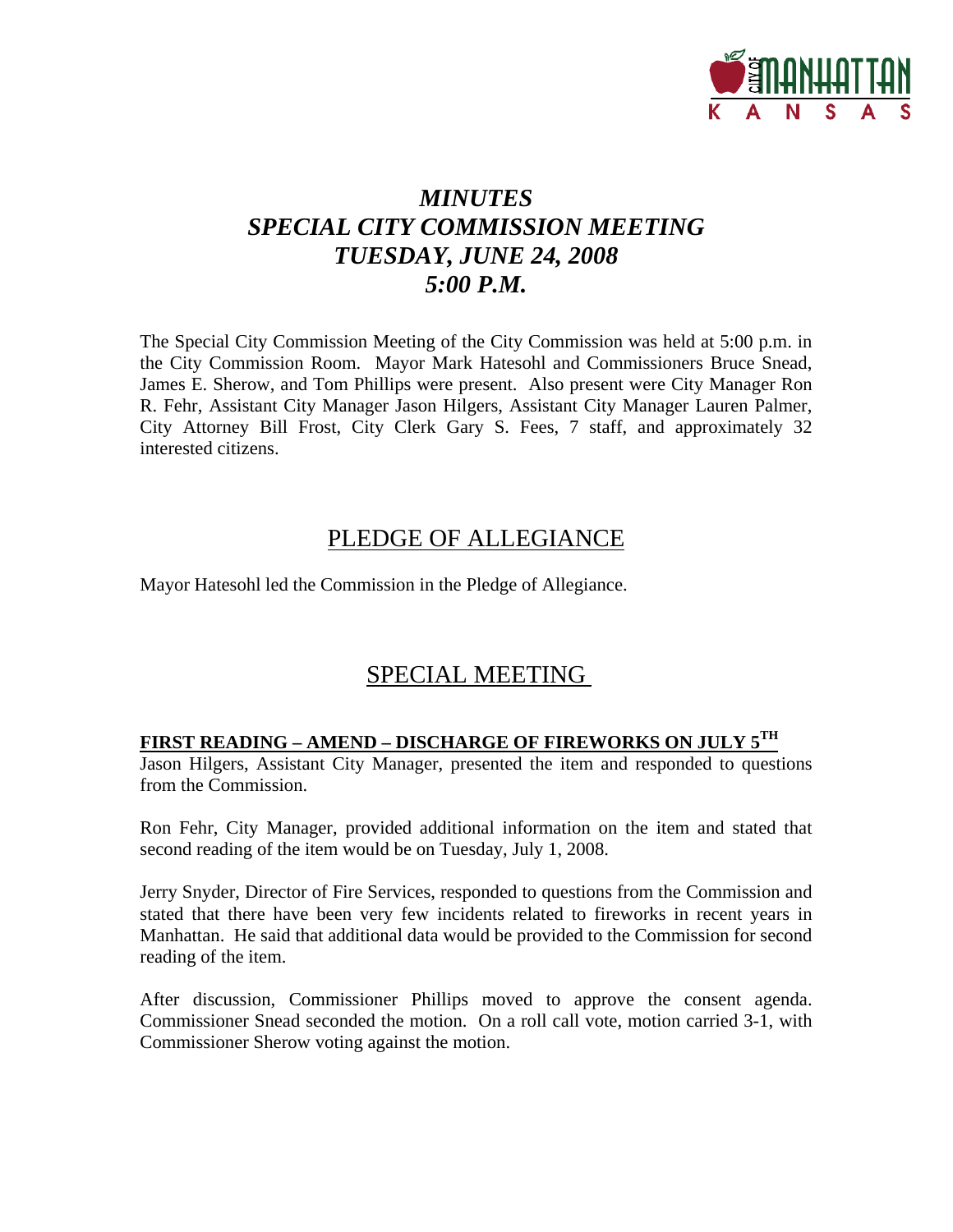# *MINUTES*
# *SPECIAL CITY COMMISSION MEETING*
# *TUESDAY, JUNE 24, 2008*
# *5:00 P.M.*

The Special City Commission Meeting of the City Commission was held at 5:00 p.m. in the City Commission Room. Mayor Mark Hatesohl and Commissioners Bruce Snead, James E. Sherow, and Tom Phillips were present. Also present were City Manager Ron R. Fehr, Assistant City Manager Jason Hilgers, Assistant City Manager Lauren Palmer, City Attorney Bill Frost, City Clerk Gary S. Fees, 7 staff, and approximately 32 interested citizens.

## PLEDGE OF ALLEGIANCE

Mayor Hatesohl led the Commission in the Pledge of Allegiance.

## SPECIAL MEETING

**FIRST READING – AMEND – DISCHARGE OF FIREWORKS ON JULY 5TH**

Jason Hilgers, Assistant City Manager, presented the item and responded to questions from the Commission.

Ron Fehr, City Manager, provided additional information on the item and stated that second reading of the item would be on Tuesday, July 1, 2008.

Jerry Snyder, Director of Fire Services, responded to questions from the Commission and stated that there have been very few incidents related to fireworks in recent years in Manhattan. He said that additional data would be provided to the Commission for second reading of the item.

After discussion, Commissioner Phillips moved to approve the consent agenda. Commissioner Snead seconded the motion. On a roll call vote, motion carried 3-1, with Commissioner Sherow voting against the motion.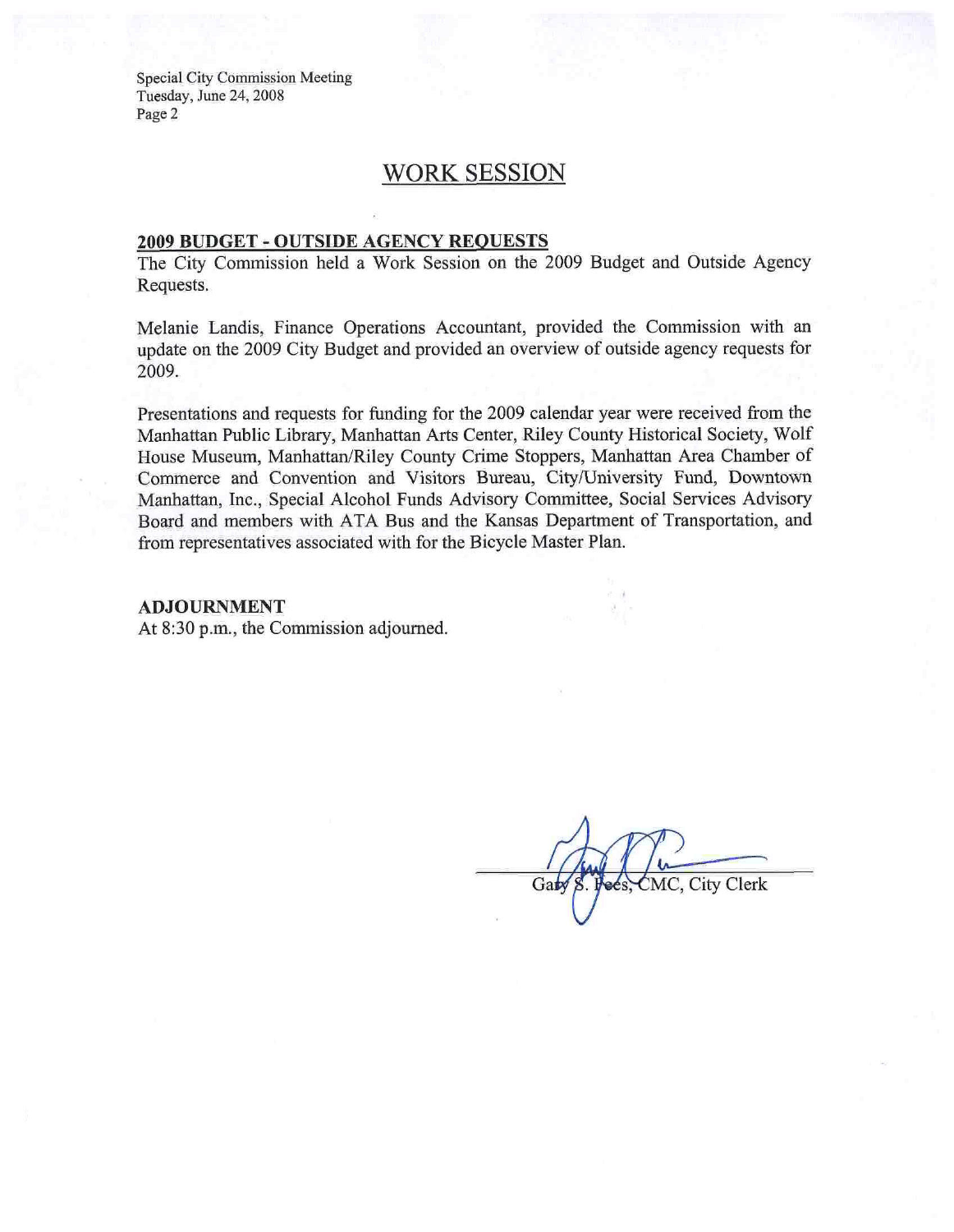# WORK SESSION

**2009 BUDGET - OUTSIDE AGENCY REQUESTS**

The City Commission held a Work Session on the 2009 Budget and Outside Agency Requests.

Melanie Landis, Finance Operations Accountant, provided the Commission with an update on the 2009 City Budget and provided an overview of outside agency requests for 2009.

Presentations and requests for funding for the 2009 calendar year were received from the Manhattan Public Library, Manhattan Arts Center, Riley County Historical Society, Wolf House Museum, Manhattan/Riley County Crime Stoppers, Manhattan Area Chamber of Commerce and Convention and Visitors Bureau, City/University Fund, Downtown Manhattan, Inc., Special Alcohol Funds Advisory Committee, Social Services Advisory Board and members with ATA Bus and the Kansas Department of Transportation, and from representatives associated with for the Bicycle Master Plan.

**ADJOURNMENT**

At 8:30 p.m., the Commission adjourned.

Gary S. Fees, CMC, City Clerk